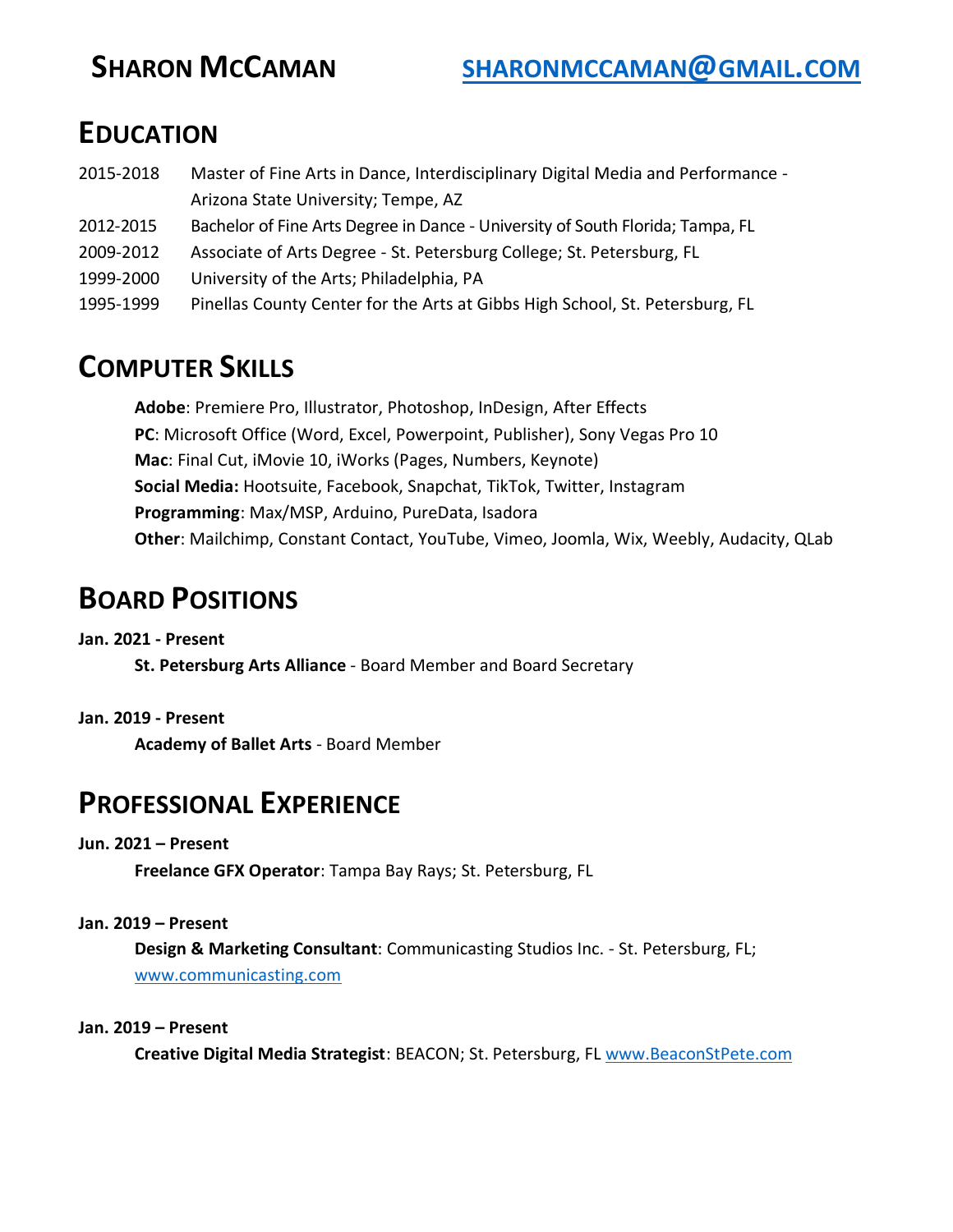# Sharon McCaman

[sharonmccaman@gmail.com](mailto:sharonmccaman@gmail.com)

## Education

2015-2018 Master of Fine Arts in Dance, Interdisciplinary Digital Media and Performance - Arizona State University; Tempe, AZ

2012-2015 Bachelor of Fine Arts Degree in Dance - University of South Florida; Tampa, FL

2009-2012 Associate of Arts Degree - St. Petersburg College; St. Petersburg, FL

1999-2000 University of the Arts; Philadelphia, PA

1995-1999 Pinellas County Center for the Arts at Gibbs High School, St. Petersburg, FL

## Computer Skills

**Adobe**: Premiere Pro, Illustrator, Photoshop, InDesign, After Effects

**PC**: Microsoft Office (Word, Excel, Powerpoint, Publisher), Sony Vegas Pro 10

**Mac**: Final Cut, iMovie 10, iWorks (Pages, Numbers, Keynote)

**Social Media:** Hootsuite, Facebook, Snapchat, TikTok, Twitter, Instagram

**Programming**: Max/MSP, Arduino, PureData, Isadora

**Other**: Mailchimp, Constant Contact, YouTube, Vimeo, Joomla, Wix, Weebly, Audacity, QLab

## Board Positions

**Jan. 2021 - Present**

**St. Petersburg Arts Alliance** - Board Member and Board Secretary

**Jan. 2019 - Present**

**Academy of Ballet Arts** - Board Member

## Professional Experience

**Jun. 2021 – Present**

**Freelance GFX Operator**: Tampa Bay Rays; St. Petersburg, FL

**Jan. 2019 – Present**

**Design & Marketing Consultant**: Communicasting Studios Inc. - St. Petersburg, FL; [www.communicasting.com](http://www.communicasting.com)

**Jan. 2019 – Present**

**Creative Digital Media Strategist**: BEACON; St. Petersburg, FL [www.BeaconStPete.com](http://www.BeaconStPete.com)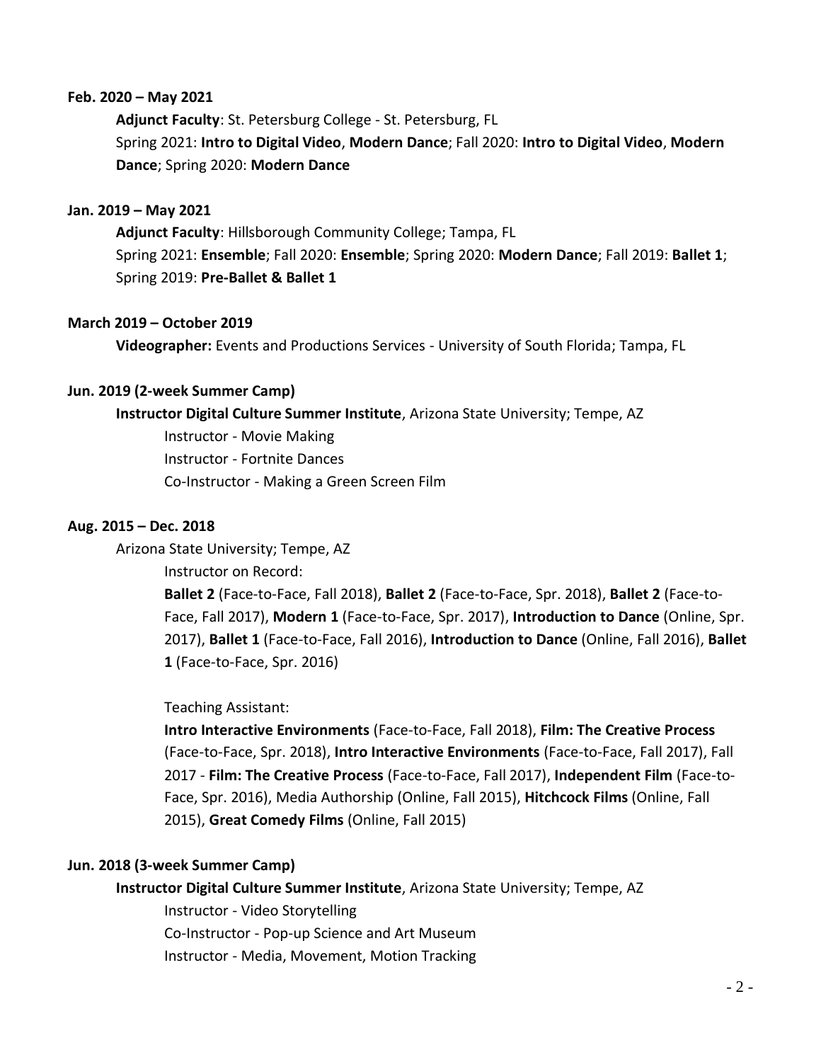**Feb. 2020 – May 2021**

**Adjunct Faculty**: St. Petersburg College - St. Petersburg, FL
Spring 2021: **Intro to Digital Video**, **Modern Dance**; Fall 2020: **Intro to Digital Video**, **Modern Dance**; Spring 2020: **Modern Dance**

**Jan. 2019 – May 2021**

**Adjunct Faculty**: Hillsborough Community College; Tampa, FL
Spring 2021: **Ensemble**; Fall 2020: **Ensemble**; Spring 2020: **Modern Dance**; Fall 2019: **Ballet 1**; Spring 2019: **Pre-Ballet & Ballet 1**

**March 2019 – October 2019**

**Videographer:** Events and Productions Services - University of South Florida; Tampa, FL

**Jun. 2019 (2-week Summer Camp)**

**Instructor Digital Culture Summer Institute**, Arizona State University; Tempe, AZ

Instructor - Movie Making
Instructor - Fortnite Dances
Co-Instructor - Making a Green Screen Film

**Aug. 2015 – Dec. 2018**

Arizona State University; Tempe, AZ

Instructor on Record:

**Ballet 2** (Face-to-Face, Fall 2018), **Ballet 2** (Face-to-Face, Spr. 2018), **Ballet 2** (Face-to-Face, Fall 2017), **Modern 1** (Face-to-Face, Spr. 2017), **Introduction to Dance** (Online, Spr. 2017), **Ballet 1** (Face-to-Face, Fall 2016), **Introduction to Dance** (Online, Fall 2016), **Ballet 1** (Face-to-Face, Spr. 2016)

Teaching Assistant:

**Intro Interactive Environments** (Face-to-Face, Fall 2018), **Film: The Creative Process** (Face-to-Face, Spr. 2018), **Intro Interactive Environments** (Face-to-Face, Fall 2017), Fall 2017 - **Film: The Creative Process** (Face-to-Face, Fall 2017), **Independent Film** (Face-to-Face, Spr. 2016), Media Authorship (Online, Fall 2015), **Hitchcock Films** (Online, Fall 2015), **Great Comedy Films** (Online, Fall 2015)

**Jun. 2018 (3-week Summer Camp)**

**Instructor Digital Culture Summer Institute**, Arizona State University; Tempe, AZ

Instructor - Video Storytelling
Co-Instructor - Pop-up Science and Art Museum
Instructor - Media, Movement, Motion Tracking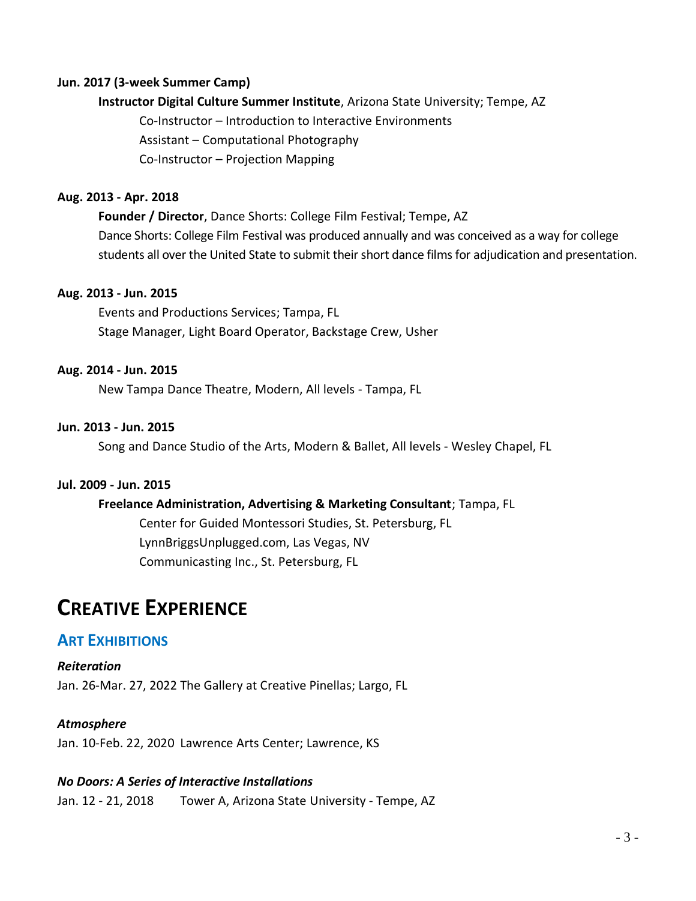**Jun. 2017 (3-week Summer Camp)**

**Instructor Digital Culture Summer Institute**, Arizona State University; Tempe, AZ

Co-Instructor – Introduction to Interactive Environments

Assistant – Computational Photography

Co-Instructor – Projection Mapping

**Aug. 2013 - Apr. 2018**

**Founder / Director**, Dance Shorts: College Film Festival; Tempe, AZ

Dance Shorts: College Film Festival was produced annually and was conceived as a way for college students all over the United State to submit their short dance films for adjudication and presentation.

**Aug. 2013 - Jun. 2015**

Events and Productions Services; Tampa, FL

Stage Manager, Light Board Operator, Backstage Crew, Usher

**Aug. 2014 - Jun. 2015**

New Tampa Dance Theatre, Modern, All levels - Tampa, FL

**Jun. 2013 - Jun. 2015**

Song and Dance Studio of the Arts, Modern & Ballet, All levels - Wesley Chapel, FL

**Jul. 2009 - Jun. 2015**

**Freelance Administration, Advertising & Marketing Consultant**; Tampa, FL

Center for Guided Montessori Studies, St. Petersburg, FL

LynnBriggsUnplugged.com, Las Vegas, NV

Communicasting Inc., St. Petersburg, FL

# CREATIVE EXPERIENCE

## ART EXHIBITIONS

***Reiteration***

Jan. 26-Mar. 27, 2022 The Gallery at Creative Pinellas; Largo, FL

***Atmosphere***

Jan. 10-Feb. 22, 2020 Lawrence Arts Center; Lawrence, KS

***No Doors: A Series of Interactive Installations***

Jan. 12 - 21, 2018 Tower A, Arizona State University - Tempe, AZ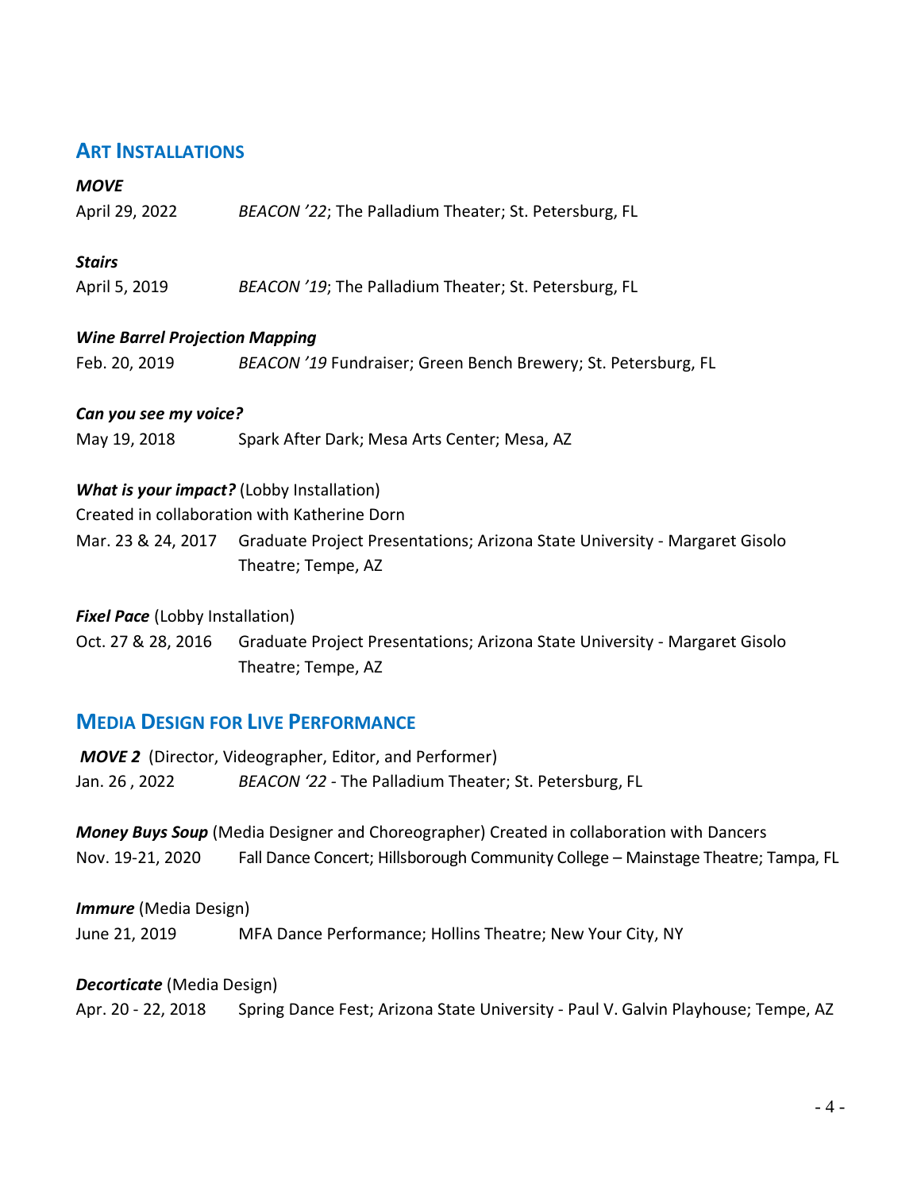## Art Installations

***MOVE***

April 29, 2022 — *BEACON '22*; The Palladium Theater; St. Petersburg, FL

***Stairs***

April 5, 2019 — *BEACON '19*; The Palladium Theater; St. Petersburg, FL

***Wine Barrel Projection Mapping***

Feb. 20, 2019 — *BEACON '19* Fundraiser; Green Bench Brewery; St. Petersburg, FL

***Can you see my voice?***

May 19, 2018 — Spark After Dark; Mesa Arts Center; Mesa, AZ

***What is your impact?*** (Lobby Installation)

Created in collaboration with Katherine Dorn

Mar. 23 & 24, 2017 — Graduate Project Presentations; Arizona State University - Margaret Gisolo Theatre; Tempe, AZ

***Fixel Pace*** (Lobby Installation)

Oct. 27 & 28, 2016 — Graduate Project Presentations; Arizona State University - Margaret Gisolo Theatre; Tempe, AZ

## Media Design for Live Performance

***MOVE 2*** (Director, Videographer, Editor, and Performer)

Jan. 26 , 2022 — *BEACON '22* - The Palladium Theater; St. Petersburg, FL

***Money Buys Soup*** (Media Designer and Choreographer) Created in collaboration with Dancers

Nov. 19-21, 2020 — Fall Dance Concert; Hillsborough Community College – Mainstage Theatre; Tampa, FL

***Immure*** (Media Design)

June 21, 2019 — MFA Dance Performance; Hollins Theatre; New Your City, NY

***Decorticate*** (Media Design)

Apr. 20 - 22, 2018 — Spring Dance Fest; Arizona State University - Paul V. Galvin Playhouse; Tempe, AZ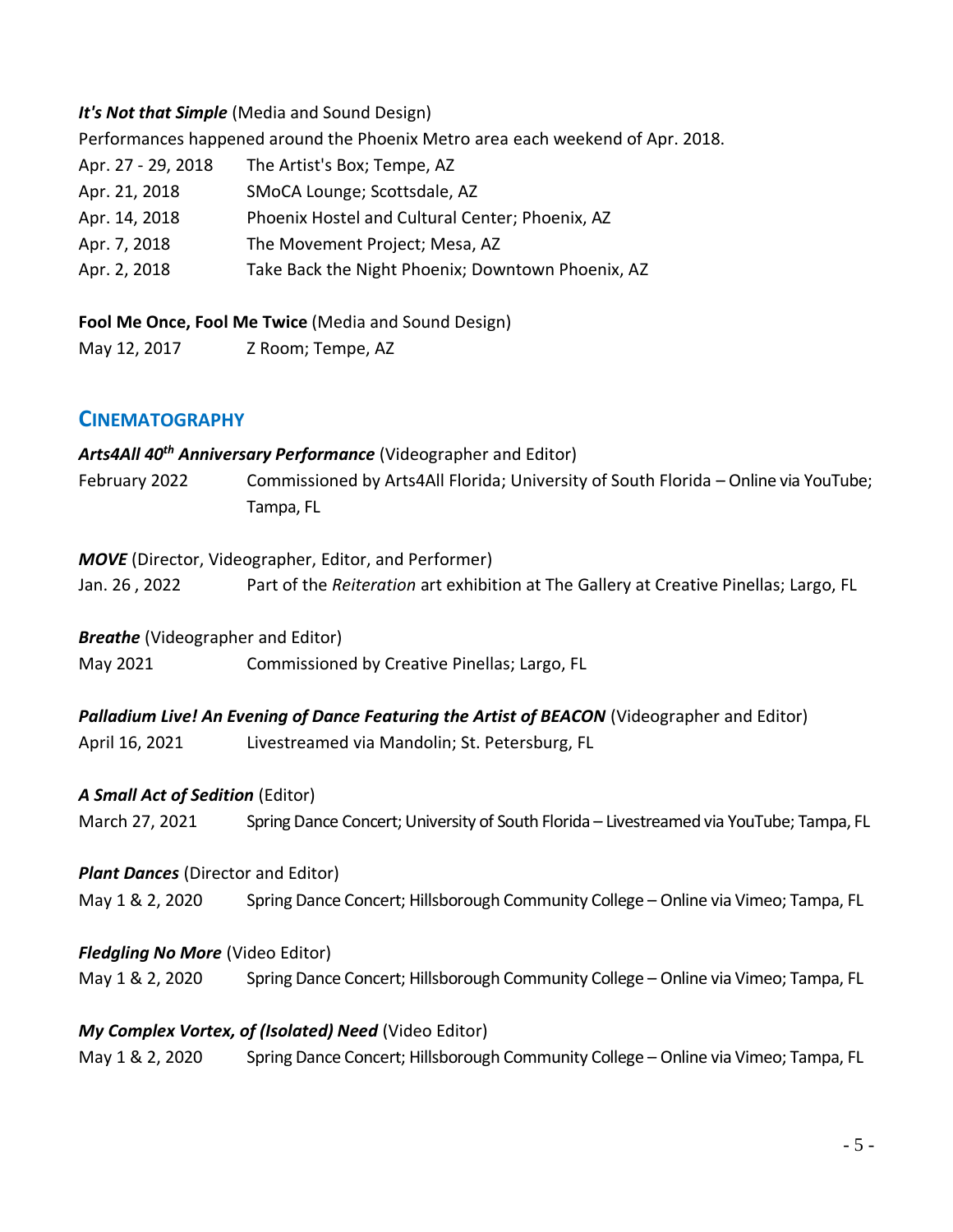***It's Not that Simple*** (Media and Sound Design)

Performances happened around the Phoenix Metro area each weekend of Apr. 2018.

Apr. 27 - 29, 2018 The Artist's Box; Tempe, AZ

Apr. 21, 2018 SMoCA Lounge; Scottsdale, AZ

Apr. 14, 2018 Phoenix Hostel and Cultural Center; Phoenix, AZ

Apr. 7, 2018 The Movement Project; Mesa, AZ

Apr. 2, 2018 Take Back the Night Phoenix; Downtown Phoenix, AZ

**Fool Me Once, Fool Me Twice** (Media and Sound Design)

May 12, 2017 Z Room; Tempe, AZ

## CINEMATOGRAPHY

***Arts4All 40th Anniversary Performance*** (Videographer and Editor)

February 2022 Commissioned by Arts4All Florida; University of South Florida – Online via YouTube; Tampa, FL

***MOVE*** (Director, Videographer, Editor, and Performer)

Jan. 26 , 2022 Part of the *Reiteration* art exhibition at The Gallery at Creative Pinellas; Largo, FL

***Breathe*** (Videographer and Editor)

May 2021 Commissioned by Creative Pinellas; Largo, FL

***Palladium Live! An Evening of Dance Featuring the Artist of BEACON*** (Videographer and Editor)

April 16, 2021 Livestreamed via Mandolin; St. Petersburg, FL

***A Small Act of Sedition*** (Editor)

March 27, 2021 Spring Dance Concert; University of South Florida – Livestreamed via YouTube; Tampa, FL

***Plant Dances*** (Director and Editor)

May 1 & 2, 2020 Spring Dance Concert; Hillsborough Community College – Online via Vimeo; Tampa, FL

***Fledgling No More*** (Video Editor)

May 1 & 2, 2020 Spring Dance Concert; Hillsborough Community College – Online via Vimeo; Tampa, FL

***My Complex Vortex, of (Isolated) Need*** (Video Editor)

May 1 & 2, 2020 Spring Dance Concert; Hillsborough Community College – Online via Vimeo; Tampa, FL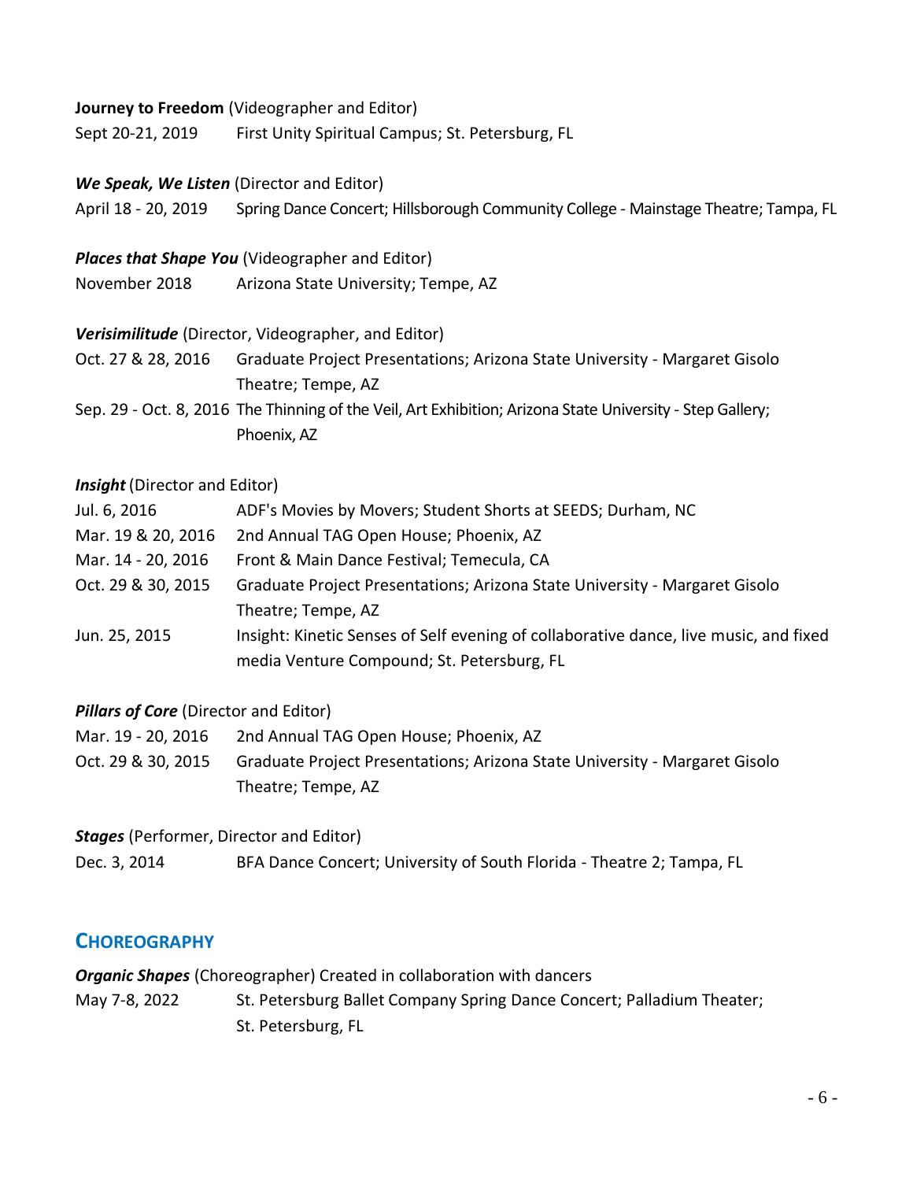**Journey to Freedom** (Videographer and Editor)

Sept 20-21, 2019  First Unity Spiritual Campus; St. Petersburg, FL

***We Speak, We Listen*** (Director and Editor)

April 18 - 20, 2019  Spring Dance Concert; Hillsborough Community College - Mainstage Theatre; Tampa, FL

***Places that Shape You*** (Videographer and Editor)

November 2018  Arizona State University; Tempe, AZ

***Verisimilitude*** (Director, Videographer, and Editor)

Oct. 27 & 28, 2016  Graduate Project Presentations; Arizona State University - Margaret Gisolo Theatre; Tempe, AZ

Sep. 29 - Oct. 8, 2016  The Thinning of the Veil, Art Exhibition; Arizona State University - Step Gallery; Phoenix, AZ

***Insight*** (Director and Editor)

Jul. 6, 2016  ADF's Movies by Movers; Student Shorts at SEEDS; Durham, NC

Mar. 19 & 20, 2016  2nd Annual TAG Open House; Phoenix, AZ

Mar. 14 - 20, 2016  Front & Main Dance Festival; Temecula, CA

Oct. 29 & 30, 2015  Graduate Project Presentations; Arizona State University - Margaret Gisolo Theatre; Tempe, AZ

Jun. 25, 2015  Insight: Kinetic Senses of Self evening of collaborative dance, live music, and fixed media Venture Compound; St. Petersburg, FL

***Pillars of Core*** (Director and Editor)

Mar. 19 - 20, 2016  2nd Annual TAG Open House; Phoenix, AZ

Oct. 29 & 30, 2015  Graduate Project Presentations; Arizona State University - Margaret Gisolo Theatre; Tempe, AZ

***Stages*** (Performer, Director and Editor)

Dec. 3, 2014  BFA Dance Concert; University of South Florida - Theatre 2; Tampa, FL

## CHOREOGRAPHY

***Organic Shapes*** (Choreographer) Created in collaboration with dancers

May 7-8, 2022  St. Petersburg Ballet Company Spring Dance Concert; Palladium Theater; St. Petersburg, FL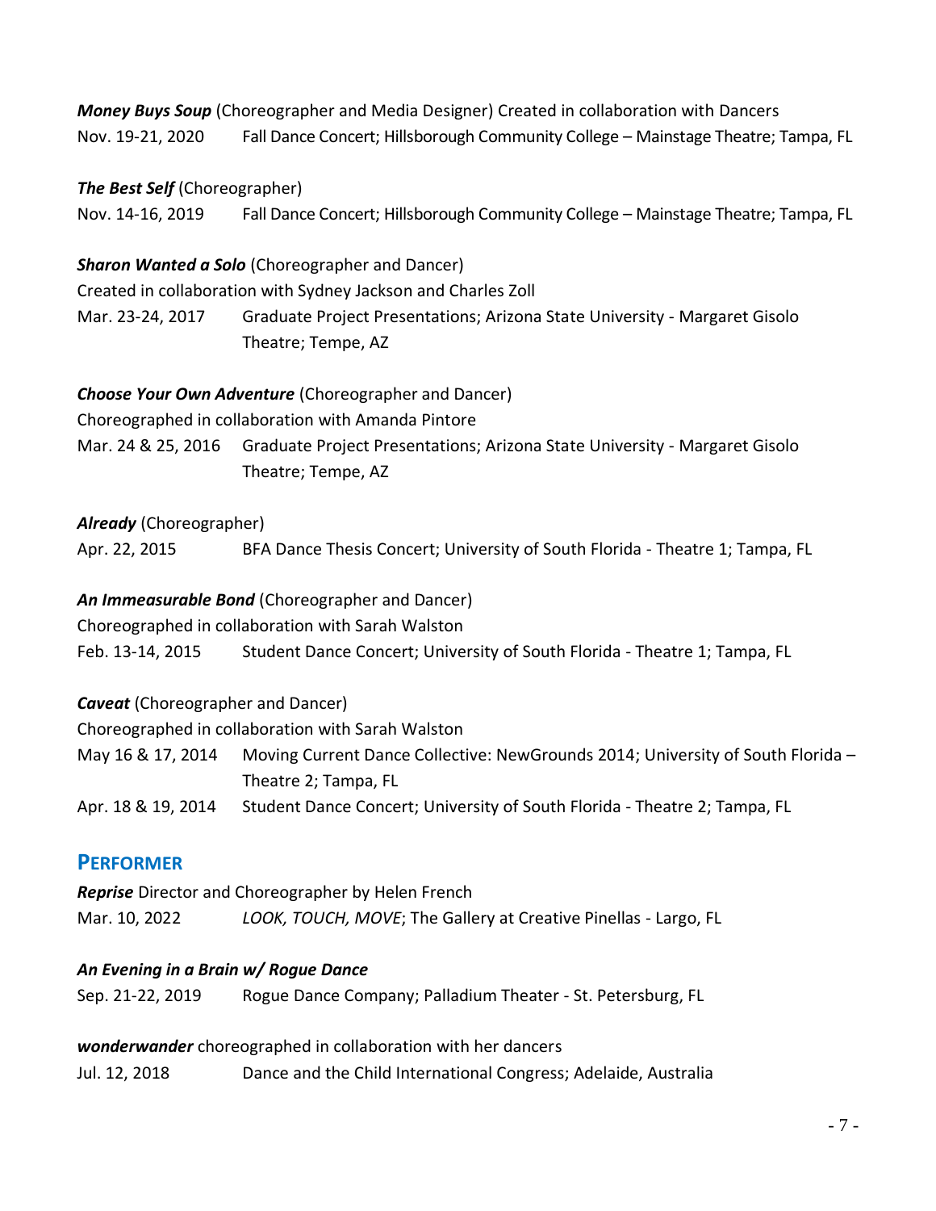***Money Buys Soup*** (Choreographer and Media Designer) Created in collaboration with Dancers
Nov. 19-21, 2020 Fall Dance Concert; Hillsborough Community College – Mainstage Theatre; Tampa, FL

***The Best Self*** (Choreographer)
Nov. 14-16, 2019 Fall Dance Concert; Hillsborough Community College – Mainstage Theatre; Tampa, FL

***Sharon Wanted a Solo*** (Choreographer and Dancer)
Created in collaboration with Sydney Jackson and Charles Zoll
Mar. 23-24, 2017 Graduate Project Presentations; Arizona State University - Margaret Gisolo Theatre; Tempe, AZ

***Choose Your Own Adventure*** (Choreographer and Dancer)
Choreographed in collaboration with Amanda Pintore
Mar. 24 & 25, 2016 Graduate Project Presentations; Arizona State University - Margaret Gisolo Theatre; Tempe, AZ

***Already*** (Choreographer)
Apr. 22, 2015 BFA Dance Thesis Concert; University of South Florida - Theatre 1; Tampa, FL

***An Immeasurable Bond*** (Choreographer and Dancer)
Choreographed in collaboration with Sarah Walston
Feb. 13-14, 2015 Student Dance Concert; University of South Florida - Theatre 1; Tampa, FL

***Caveat*** (Choreographer and Dancer)
Choreographed in collaboration with Sarah Walston
May 16 & 17, 2014 Moving Current Dance Collective: NewGrounds 2014; University of South Florida – Theatre 2; Tampa, FL
Apr. 18 & 19, 2014 Student Dance Concert; University of South Florida - Theatre 2; Tampa, FL

## PERFORMER

***Reprise*** Director and Choreographer by Helen French
Mar. 10, 2022 *LOOK, TOUCH, MOVE*; The Gallery at Creative Pinellas - Largo, FL

***An Evening in a Brain w/ Rogue Dance***
Sep. 21-22, 2019 Rogue Dance Company; Palladium Theater - St. Petersburg, FL

***wonderwander*** choreographed in collaboration with her dancers
Jul. 12, 2018 Dance and the Child International Congress; Adelaide, Australia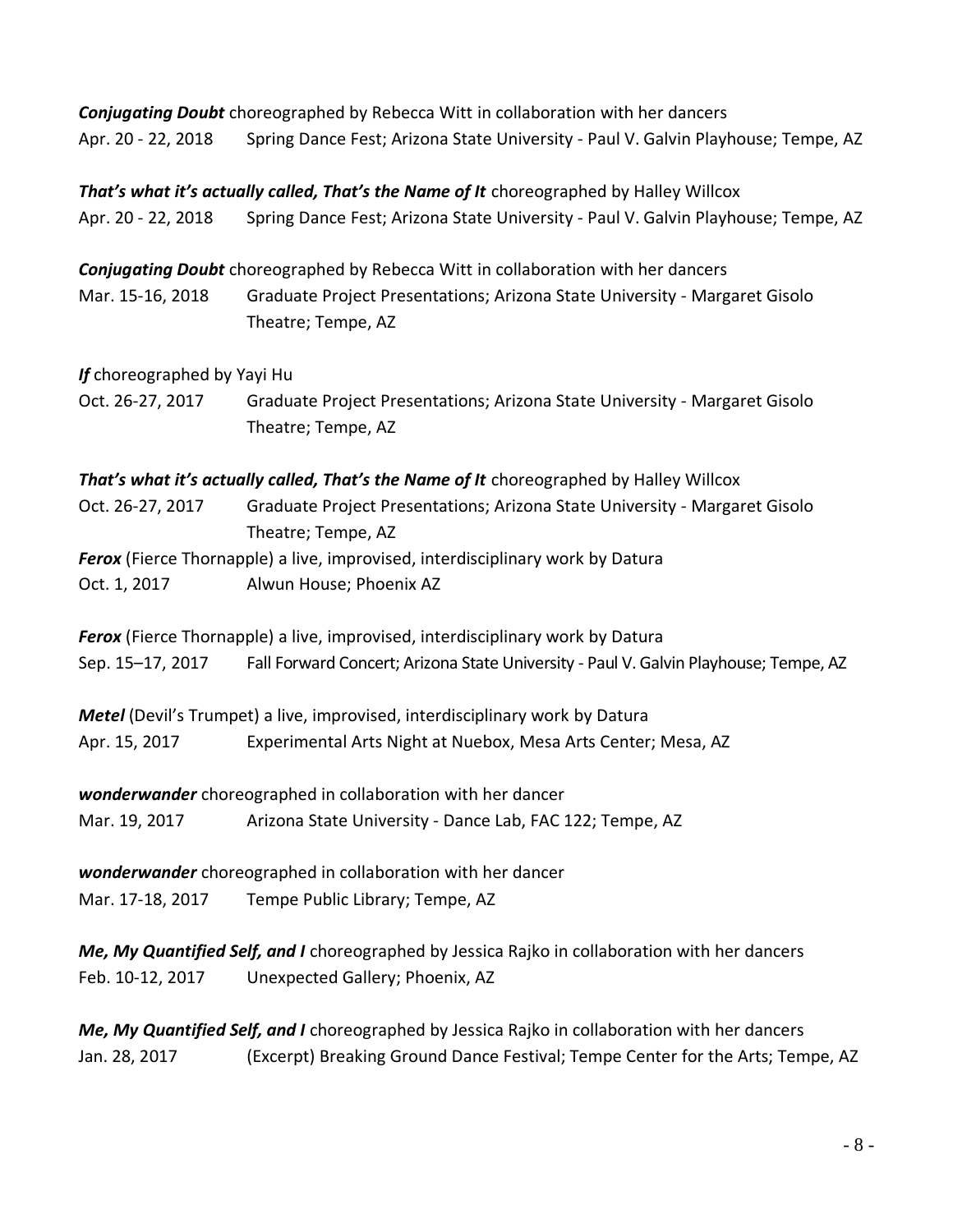***Conjugating Doubt*** choreographed by Rebecca Witt in collaboration with her dancers
Apr. 20 - 22, 2018 Spring Dance Fest; Arizona State University - Paul V. Galvin Playhouse; Tempe, AZ

***That's what it's actually called, That's the Name of It*** choreographed by Halley Willcox
Apr. 20 - 22, 2018 Spring Dance Fest; Arizona State University - Paul V. Galvin Playhouse; Tempe, AZ

***Conjugating Doubt*** choreographed by Rebecca Witt in collaboration with her dancers
Mar. 15-16, 2018 Graduate Project Presentations; Arizona State University - Margaret Gisolo Theatre; Tempe, AZ

***If*** choreographed by Yayi Hu
Oct. 26-27, 2017 Graduate Project Presentations; Arizona State University - Margaret Gisolo Theatre; Tempe, AZ

***That's what it's actually called, That's the Name of It*** choreographed by Halley Willcox
Oct. 26-27, 2017 Graduate Project Presentations; Arizona State University - Margaret Gisolo Theatre; Tempe, AZ

***Ferox*** (Fierce Thornapple) a live, improvised, interdisciplinary work by Datura
Oct. 1, 2017 Alwun House; Phoenix AZ

***Ferox*** (Fierce Thornapple) a live, improvised, interdisciplinary work by Datura
Sep. 15–17, 2017 Fall Forward Concert; Arizona State University - Paul V. Galvin Playhouse; Tempe, AZ

***Metel*** (Devil's Trumpet) a live, improvised, interdisciplinary work by Datura
Apr. 15, 2017 Experimental Arts Night at Nuebox, Mesa Arts Center; Mesa, AZ

***wonderwander*** choreographed in collaboration with her dancer
Mar. 19, 2017 Arizona State University - Dance Lab, FAC 122; Tempe, AZ

***wonderwander*** choreographed in collaboration with her dancer
Mar. 17-18, 2017 Tempe Public Library; Tempe, AZ

***Me, My Quantified Self, and I*** choreographed by Jessica Rajko in collaboration with her dancers
Feb. 10-12, 2017 Unexpected Gallery; Phoenix, AZ

***Me, My Quantified Self, and I*** choreographed by Jessica Rajko in collaboration with her dancers
Jan. 28, 2017 (Excerpt) Breaking Ground Dance Festival; Tempe Center for the Arts; Tempe, AZ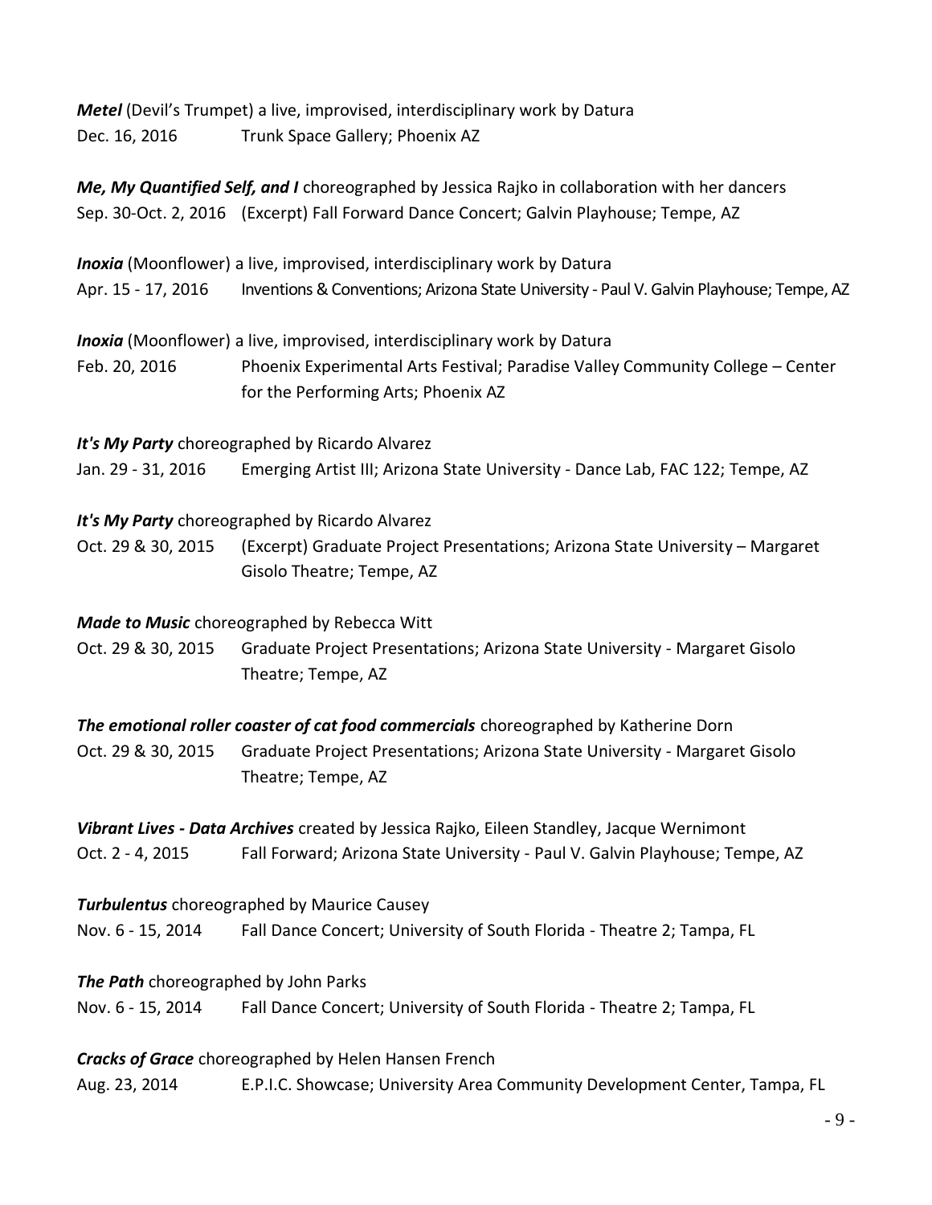***Metel*** (Devil's Trumpet) a live, improvised, interdisciplinary work by Datura
Dec. 16, 2016 Trunk Space Gallery; Phoenix AZ

***Me, My Quantified Self, and I*** choreographed by Jessica Rajko in collaboration with her dancers
Sep. 30-Oct. 2, 2016 (Excerpt) Fall Forward Dance Concert; Galvin Playhouse; Tempe, AZ

***Inoxia*** (Moonflower) a live, improvised, interdisciplinary work by Datura
Apr. 15 - 17, 2016 Inventions & Conventions; Arizona State University - Paul V. Galvin Playhouse; Tempe, AZ

***Inoxia*** (Moonflower) a live, improvised, interdisciplinary work by Datura
Feb. 20, 2016 Phoenix Experimental Arts Festival; Paradise Valley Community College – Center for the Performing Arts; Phoenix AZ

***It's My Party*** choreographed by Ricardo Alvarez
Jan. 29 - 31, 2016 Emerging Artist III; Arizona State University - Dance Lab, FAC 122; Tempe, AZ

***It's My Party*** choreographed by Ricardo Alvarez
Oct. 29 & 30, 2015 (Excerpt) Graduate Project Presentations; Arizona State University – Margaret Gisolo Theatre; Tempe, AZ

***Made to Music*** choreographed by Rebecca Witt
Oct. 29 & 30, 2015 Graduate Project Presentations; Arizona State University - Margaret Gisolo Theatre; Tempe, AZ

***The emotional roller coaster of cat food commercials*** choreographed by Katherine Dorn
Oct. 29 & 30, 2015 Graduate Project Presentations; Arizona State University - Margaret Gisolo Theatre; Tempe, AZ

***Vibrant Lives - Data Archives*** created by Jessica Rajko, Eileen Standley, Jacque Wernimont
Oct. 2 - 4, 2015 Fall Forward; Arizona State University - Paul V. Galvin Playhouse; Tempe, AZ

***Turbulentus*** choreographed by Maurice Causey
Nov. 6 - 15, 2014 Fall Dance Concert; University of South Florida - Theatre 2; Tampa, FL

***The Path*** choreographed by John Parks
Nov. 6 - 15, 2014 Fall Dance Concert; University of South Florida - Theatre 2; Tampa, FL

***Cracks of Grace*** choreographed by Helen Hansen French
Aug. 23, 2014 E.P.I.C. Showcase; University Area Community Development Center, Tampa, FL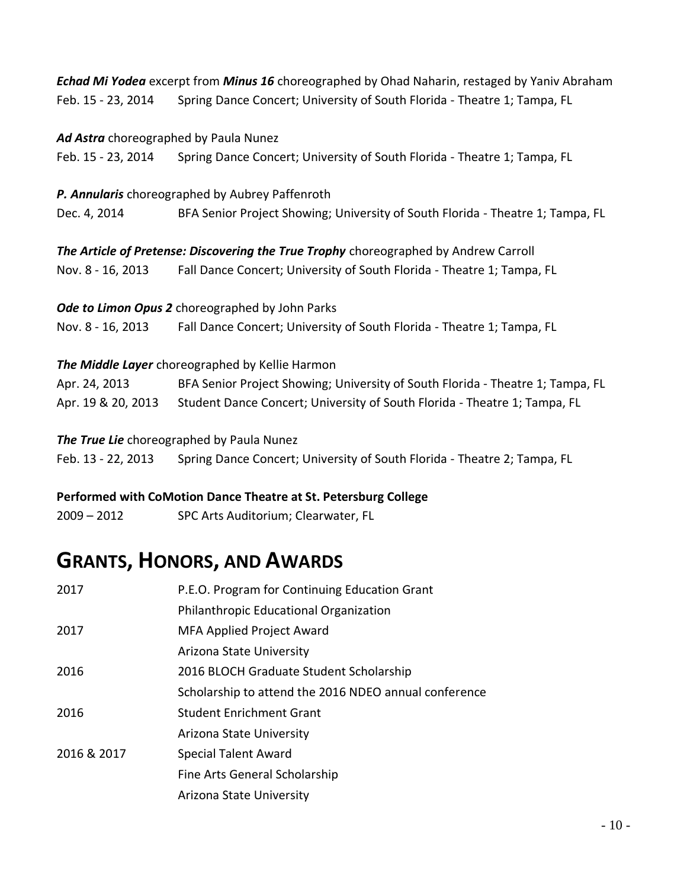***Echad Mi Yodea*** excerpt from ***Minus 16*** choreographed by Ohad Naharin, restaged by Yaniv Abraham
Feb. 15 - 23, 2014 Spring Dance Concert; University of South Florida - Theatre 1; Tampa, FL

***Ad Astra*** choreographed by Paula Nunez
Feb. 15 - 23, 2014 Spring Dance Concert; University of South Florida - Theatre 1; Tampa, FL

***P. Annularis*** choreographed by Aubrey Paffenroth
Dec. 4, 2014 BFA Senior Project Showing; University of South Florida - Theatre 1; Tampa, FL

***The Article of Pretense: Discovering the True Trophy*** choreographed by Andrew Carroll
Nov. 8 - 16, 2013 Fall Dance Concert; University of South Florida - Theatre 1; Tampa, FL

***Ode to Limon Opus 2*** choreographed by John Parks
Nov. 8 - 16, 2013 Fall Dance Concert; University of South Florida - Theatre 1; Tampa, FL

***The Middle Layer*** choreographed by Kellie Harmon
Apr. 24, 2013 BFA Senior Project Showing; University of South Florida - Theatre 1; Tampa, FL
Apr. 19 & 20, 2013 Student Dance Concert; University of South Florida - Theatre 1; Tampa, FL

***The True Lie*** choreographed by Paula Nunez
Feb. 13 - 22, 2013 Spring Dance Concert; University of South Florida - Theatre 2; Tampa, FL

**Performed with CoMotion Dance Theatre at St. Petersburg College**
2009 – 2012 SPC Arts Auditorium; Clearwater, FL

# GRANTS, HONORS, AND AWARDS

2017 P.E.O. Program for Continuing Education Grant
Philanthropic Educational Organization

2017 MFA Applied Project Award
Arizona State University

2016 2016 BLOCH Graduate Student Scholarship
Scholarship to attend the 2016 NDEO annual conference

2016 Student Enrichment Grant
Arizona State University

2016 & 2017 Special Talent Award
Fine Arts General Scholarship
Arizona State University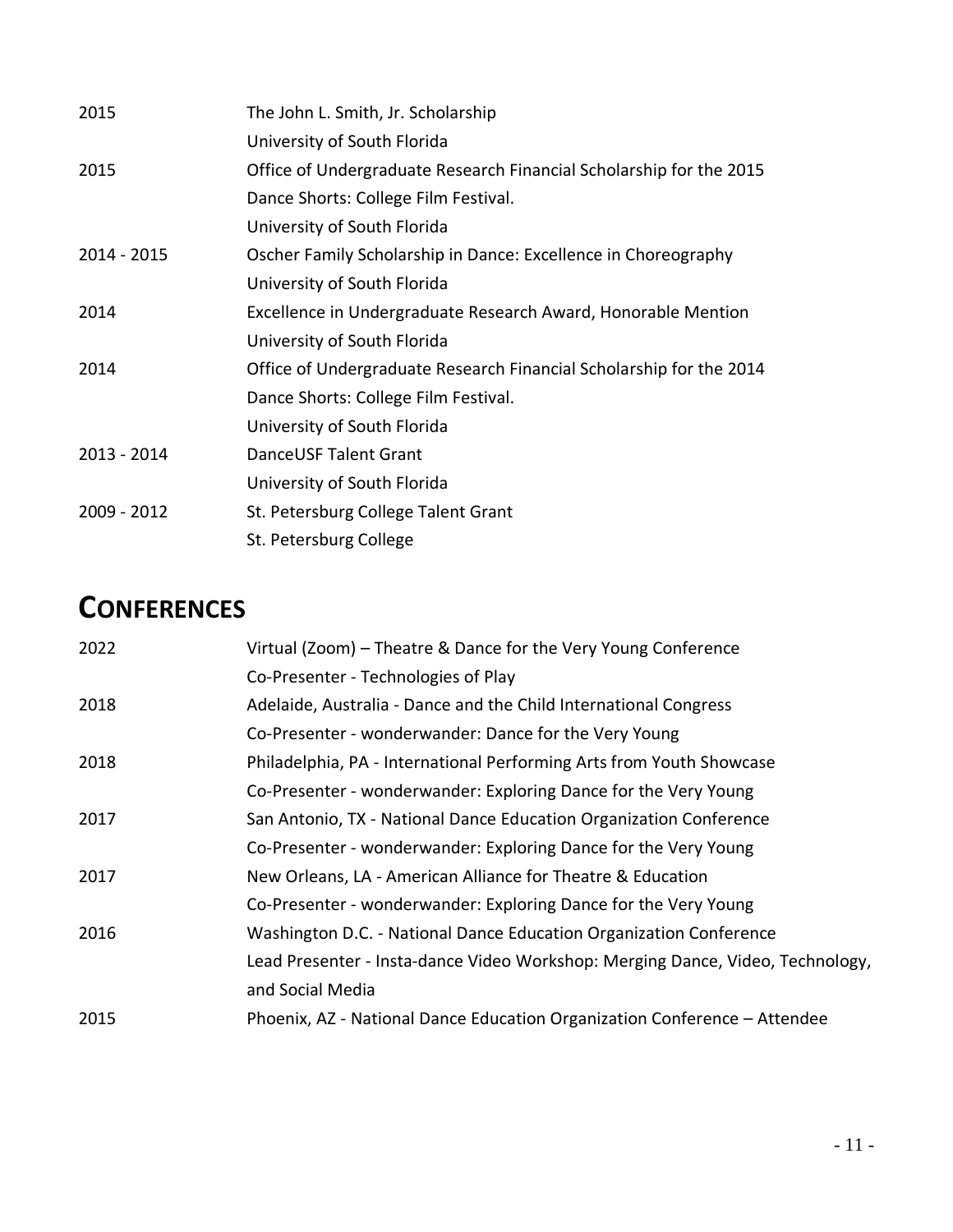| | |
|---|---|
| 2015 | The John L. Smith, Jr. Scholarship<br>University of South Florida |
| 2015 | Office of Undergraduate Research Financial Scholarship for the 2015<br>Dance Shorts: College Film Festival.<br>University of South Florida |
| 2014 - 2015 | Oscher Family Scholarship in Dance: Excellence in Choreography<br>University of South Florida |
| 2014 | Excellence in Undergraduate Research Award, Honorable Mention<br>University of South Florida |
| 2014 | Office of Undergraduate Research Financial Scholarship for the 2014<br>Dance Shorts: College Film Festival.<br>University of South Florida |
| 2013 - 2014 | DanceUSF Talent Grant<br>University of South Florida |
| 2009 - 2012 | St. Petersburg College Talent Grant<br>St. Petersburg College |

# CONFERENCES

| | |
|---|---|
| 2022 | Virtual (Zoom) – Theatre & Dance for the Very Young Conference<br>Co-Presenter - Technologies of Play |
| 2018 | Adelaide, Australia - Dance and the Child International Congress<br>Co-Presenter - wonderwander: Dance for the Very Young |
| 2018 | Philadelphia, PA - International Performing Arts from Youth Showcase<br>Co-Presenter - wonderwander: Exploring Dance for the Very Young |
| 2017 | San Antonio, TX - National Dance Education Organization Conference<br>Co-Presenter - wonderwander: Exploring Dance for the Very Young |
| 2017 | New Orleans, LA - American Alliance for Theatre & Education<br>Co-Presenter - wonderwander: Exploring Dance for the Very Young |
| 2016 | Washington D.C. - National Dance Education Organization Conference<br>Lead Presenter - Insta-dance Video Workshop: Merging Dance, Video, Technology, and Social Media |
| 2015 | Phoenix, AZ - National Dance Education Organization Conference – Attendee |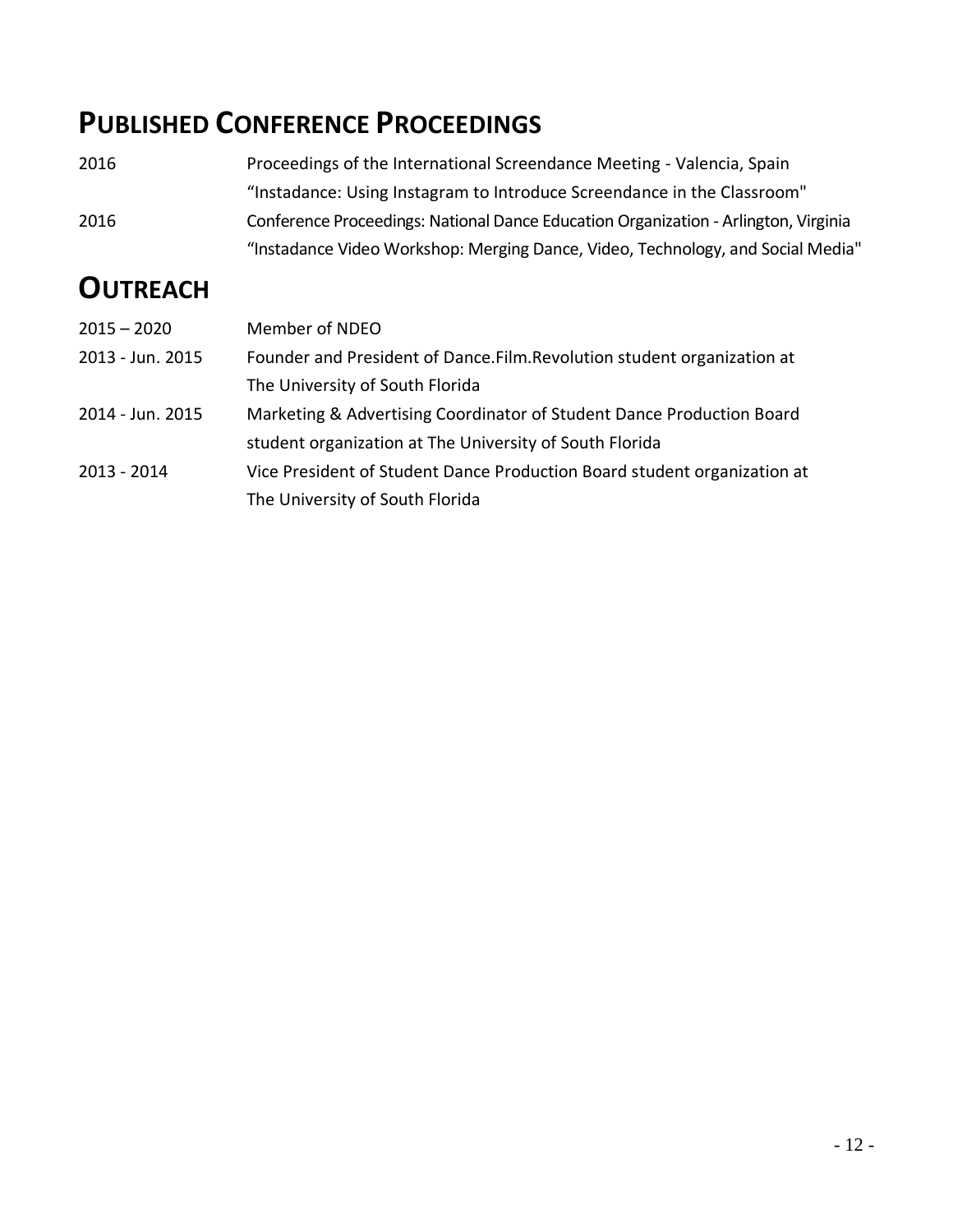# PUBLISHED CONFERENCE PROCEEDINGS

| | |
|---|---|
| 2016 | Proceedings of the International Screendance Meeting - Valencia, Spain<br>“Instadance: Using Instagram to Introduce Screendance in the Classroom" |
| 2016 | Conference Proceedings: National Dance Education Organization - Arlington, Virginia<br>“Instadance Video Workshop: Merging Dance, Video, Technology, and Social Media" |

# OUTREACH

| | |
|---|---|
| 2015 – 2020 | Member of NDEO |
| 2013 - Jun. 2015 | Founder and President of Dance.Film.Revolution student organization at The University of South Florida |
| 2014 - Jun. 2015 | Marketing & Advertising Coordinator of Student Dance Production Board student organization at The University of South Florida |
| 2013 - 2014 | Vice President of Student Dance Production Board student organization at The University of South Florida |